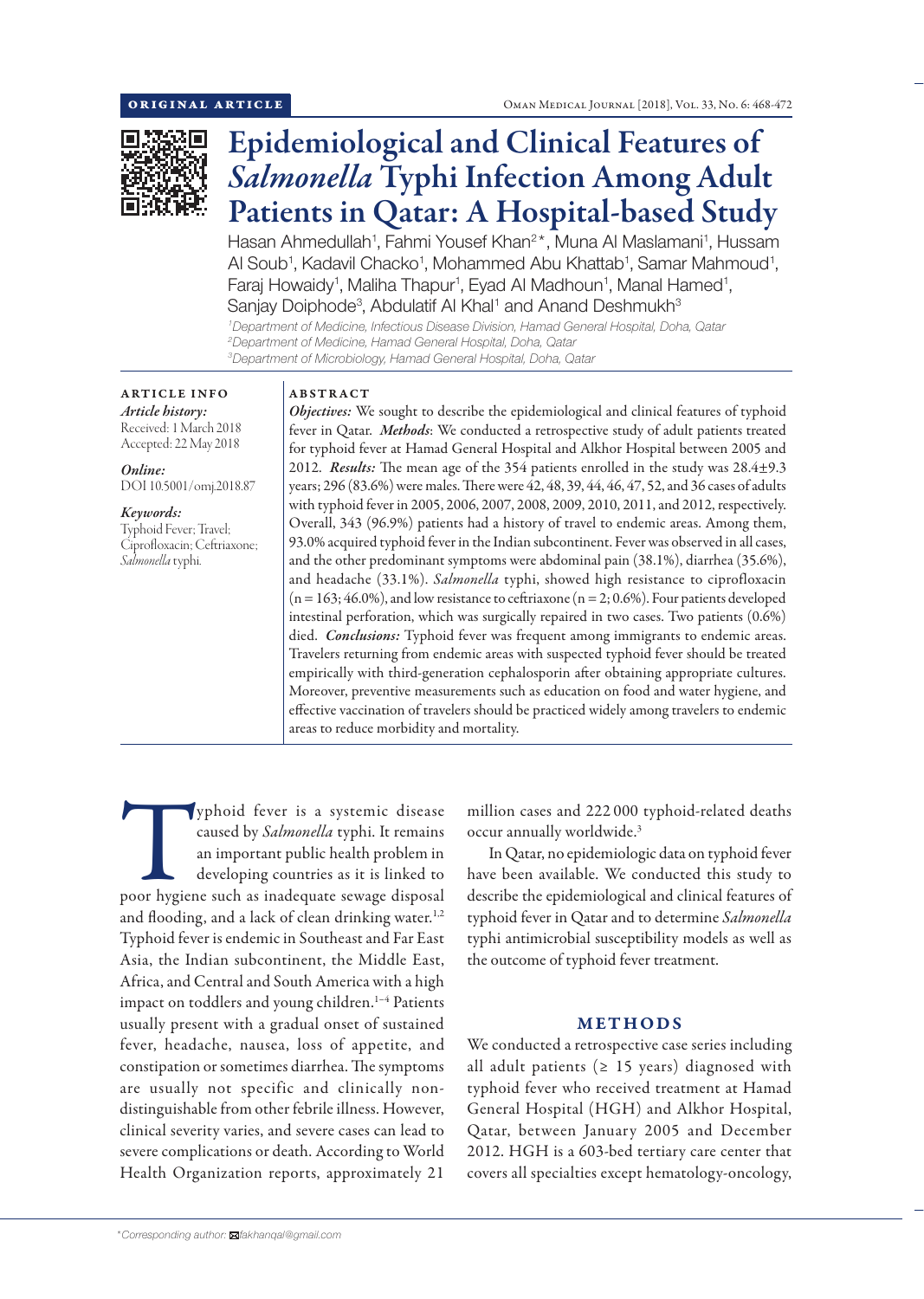ORIGINAL ARTICLE

# Epidemiological and Clinical Features of *Salmonella* Typhi Infection Among Adult Patients in Qatar: A Hospital-based Study

Hasan Ahmedullah[1], Fahmi Yousef Khan[2*], Muna Al Maslamani[1], Hussam Al Soub[1], Kadavil Chacko[1], Mohammed Abu Khattab[1], Samar Mahmoud[1], Faraj Howaidy[1], Maliha Thapur[1], Eyad Al Madhoun[1], Manal Hamed[1], Sanjay Doiphode[3], Abdulatif Al Khal[1] and Anand Deshmukh[3]

[1]Department of Medicine, Infectious Disease Division, Hamad General Hospital, Doha, Qatar
[2]Department of Medicine, Hamad General Hospital, Doha, Qatar
[3]Department of Microbiology, Hamad General Hospital, Doha, Qatar

### ARTICLE INFO

*Article history:*
Received: 1 March 2018
Accepted: 22 May 2018

*Online:*
DOI 10.5001/omj.2018.87

*Keywords:*
Typhoid Fever; Travel; Ciprofloxacin; Ceftriaxone; *Salmonella* typhi.

### ABSTRACT

***Objectives:*** We sought to describe the epidemiological and clinical features of typhoid fever in Qatar. ***Methods***: We conducted a retrospective study of adult patients treated for typhoid fever at Hamad General Hospital and Alkhor Hospital between 2005 and 2012. ***Results:*** The mean age of the 354 patients enrolled in the study was 28.4±9.3 years; 296 (83.6%) were males. There were 42, 48, 39, 44, 46, 47, 52, and 36 cases of adults with typhoid fever in 2005, 2006, 2007, 2008, 2009, 2010, 2011, and 2012, respectively. Overall, 343 (96.9%) patients had a history of travel to endemic areas. Among them, 93.0% acquired typhoid fever in the Indian subcontinent. Fever was observed in all cases, and the other predominant symptoms were abdominal pain (38.1%), diarrhea (35.6%), and headache (33.1%). *Salmonella* typhi, showed high resistance to ciprofloxacin (n = 163; 46.0%), and low resistance to ceftriaxone (n = 2; 0.6%). Four patients developed intestinal perforation, which was surgically repaired in two cases. Two patients (0.6%) died. ***Conclusions:*** Typhoid fever was frequent among immigrants to endemic areas. Travelers returning from endemic areas with suspected typhoid fever should be treated empirically with third-generation cephalosporin after obtaining appropriate cultures. Moreover, preventive measurements such as education on food and water hygiene, and effective vaccination of travelers should be practiced widely among travelers to endemic areas to reduce morbidity and mortality.

Typhoid fever is a systemic disease caused by *Salmonella* typhi. It remains an important public health problem in developing countries as it is linked to poor hygiene such as inadequate sewage disposal and flooding, and a lack of clean drinking water.[1,2] Typhoid fever is endemic in Southeast and Far East Asia, the Indian subcontinent, the Middle East, Africa, and Central and South America with a high impact on toddlers and young children.[1–4] Patients usually present with a gradual onset of sustained fever, headache, nausea, loss of appetite, and constipation or sometimes diarrhea. The symptoms are usually not specific and clinically non-distinguishable from other febrile illness. However, clinical severity varies, and severe cases can lead to severe complications or death. According to World Health Organization reports, approximately 21 million cases and 222 000 typhoid-related deaths occur annually worldwide.[3]

In Qatar, no epidemiologic data on typhoid fever have been available. We conducted this study to describe the epidemiological and clinical features of typhoid fever in Qatar and to determine *Salmonella* typhi antimicrobial susceptibility models as well as the outcome of typhoid fever treatment.

## METHODS

We conducted a retrospective case series including all adult patients (≥ 15 years) diagnosed with typhoid fever who received treatment at Hamad General Hospital (HGH) and Alkhor Hospital, Qatar, between January 2005 and December 2012. HGH is a 603-bed tertiary care center that covers all specialties except hematology-oncology,

*Corresponding author: fakhanqal@gmail.com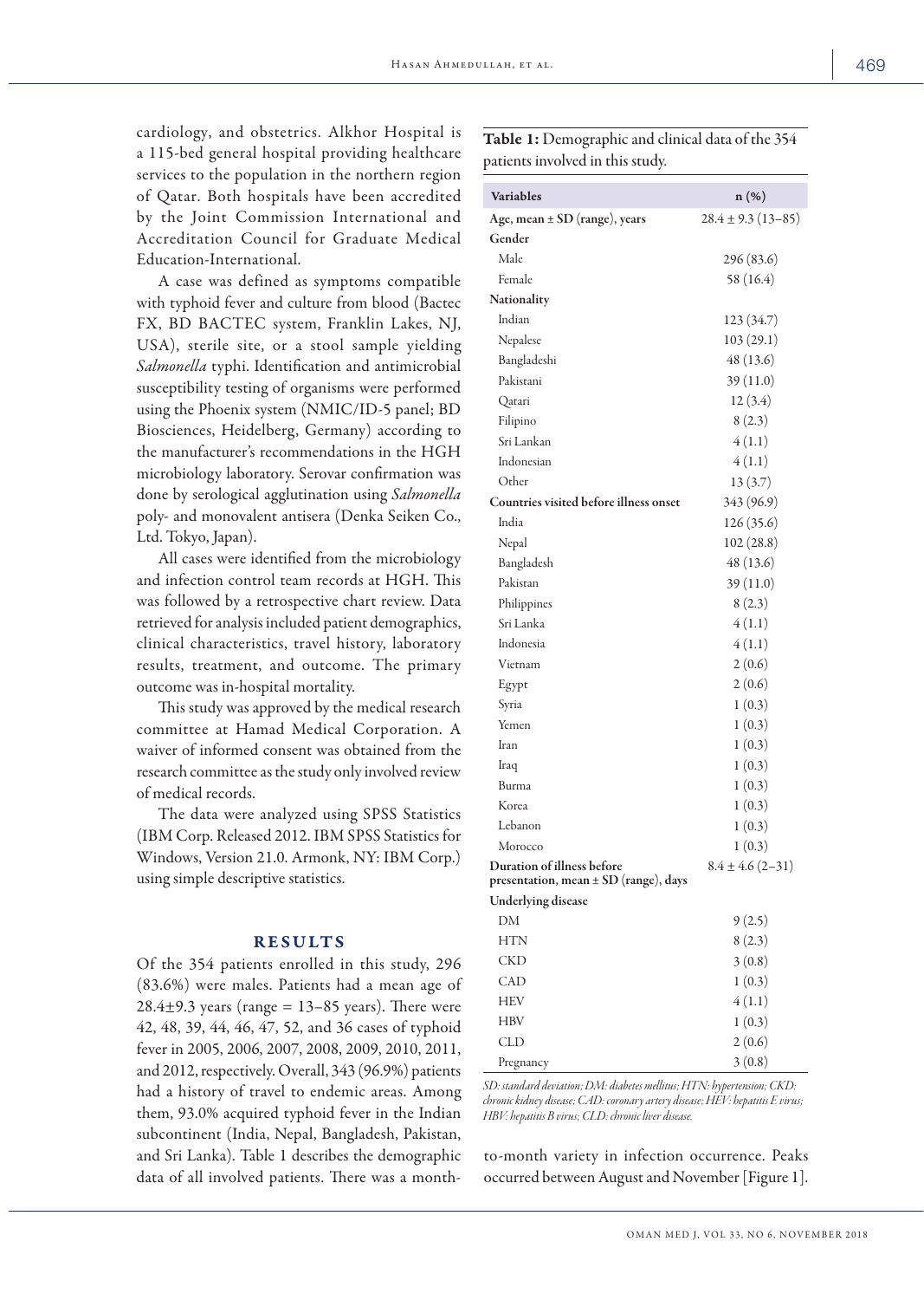cardiology, and obstetrics. Alkhor Hospital is a 115-bed general hospital providing healthcare services to the population in the northern region of Qatar. Both hospitals have been accredited by the Joint Commission International and Accreditation Council for Graduate Medical Education-International.

A case was defined as symptoms compatible with typhoid fever and culture from blood (Bactec FX, BD BACTEC system, Franklin Lakes, NJ, USA), sterile site, or a stool sample yielding *Salmonella* typhi. Identification and antimicrobial susceptibility testing of organisms were performed using the Phoenix system (NMIC/ID-5 panel; BD Biosciences, Heidelberg, Germany) according to the manufacturer's recommendations in the HGH microbiology laboratory. Serovar confirmation was done by serological agglutination using *Salmonella* poly- and monovalent antisera (Denka Seiken Co., Ltd. Tokyo, Japan).

All cases were identified from the microbiology and infection control team records at HGH. This was followed by a retrospective chart review. Data retrieved for analysis included patient demographics, clinical characteristics, travel history, laboratory results, treatment, and outcome. The primary outcome was in-hospital mortality.

This study was approved by the medical research committee at Hamad Medical Corporation. A waiver of informed consent was obtained from the research committee as the study only involved review of medical records.

The data were analyzed using SPSS Statistics (IBM Corp. Released 2012. IBM SPSS Statistics for Windows, Version 21.0. Armonk, NY: IBM Corp.) using simple descriptive statistics.

## RESULTS

Of the 354 patients enrolled in this study, 296 (83.6%) were males. Patients had a mean age of 28.4±9.3 years (range = 13–85 years). There were 42, 48, 39, 44, 46, 47, 52, and 36 cases of typhoid fever in 2005, 2006, 2007, 2008, 2009, 2010, 2011, and 2012, respectively. Overall, 343 (96.9%) patients had a history of travel to endemic areas. Among them, 93.0% acquired typhoid fever in the Indian subcontinent (India, Nepal, Bangladesh, Pakistan, and Sri Lanka). Table 1 describes the demographic data of all involved patients. There was a month-to-month variety in infection occurrence. Peaks occurred between August and November [Figure 1].

**Table 1:** Demographic and clinical data of the 354 patients involved in this study.

| Variables | n (%) |
|---|---|
| **Age, mean ± SD (range), years** | 28.4 ± 9.3 (13–85) |
| **Gender** | |
| Male | 296 (83.6) |
| Female | 58 (16.4) |
| **Nationality** | |
| Indian | 123 (34.7) |
| Nepalese | 103 (29.1) |
| Bangladeshi | 48 (13.6) |
| Pakistani | 39 (11.0) |
| Qatari | 12 (3.4) |
| Filipino | 8 (2.3) |
| Sri Lankan | 4 (1.1) |
| Indonesian | 4 (1.1) |
| Other | 13 (3.7) |
| **Countries visited before illness onset** | 343 (96.9) |
| India | 126 (35.6) |
| Nepal | 102 (28.8) |
| Bangladesh | 48 (13.6) |
| Pakistan | 39 (11.0) |
| Philippines | 8 (2.3) |
| Sri Lanka | 4 (1.1) |
| Indonesia | 4 (1.1) |
| Vietnam | 2 (0.6) |
| Egypt | 2 (0.6) |
| Syria | 1 (0.3) |
| Yemen | 1 (0.3) |
| Iran | 1 (0.3) |
| Iraq | 1 (0.3) |
| Burma | 1 (0.3) |
| Korea | 1 (0.3) |
| Lebanon | 1 (0.3) |
| Morocco | 1 (0.3) |
| **Duration of illness before presentation, mean ± SD (range), days** | 8.4 ± 4.6 (2–31) |
| **Underlying disease** | |
| DM | 9 (2.5) |
| HTN | 8 (2.3) |
| CKD | 3 (0.8) |
| CAD | 1 (0.3) |
| HEV | 4 (1.1) |
| HBV | 1 (0.3) |
| CLD | 2 (0.6) |
| Pregnancy | 3 (0.8) |

*SD: standard deviation; DM: diabetes mellitus; HTN: hypertension; CKD: chronic kidney disease; CAD: coronary artery disease; HEV: hepatitis E virus; HBV: hepatitis B virus; CLD: chronic liver disease.*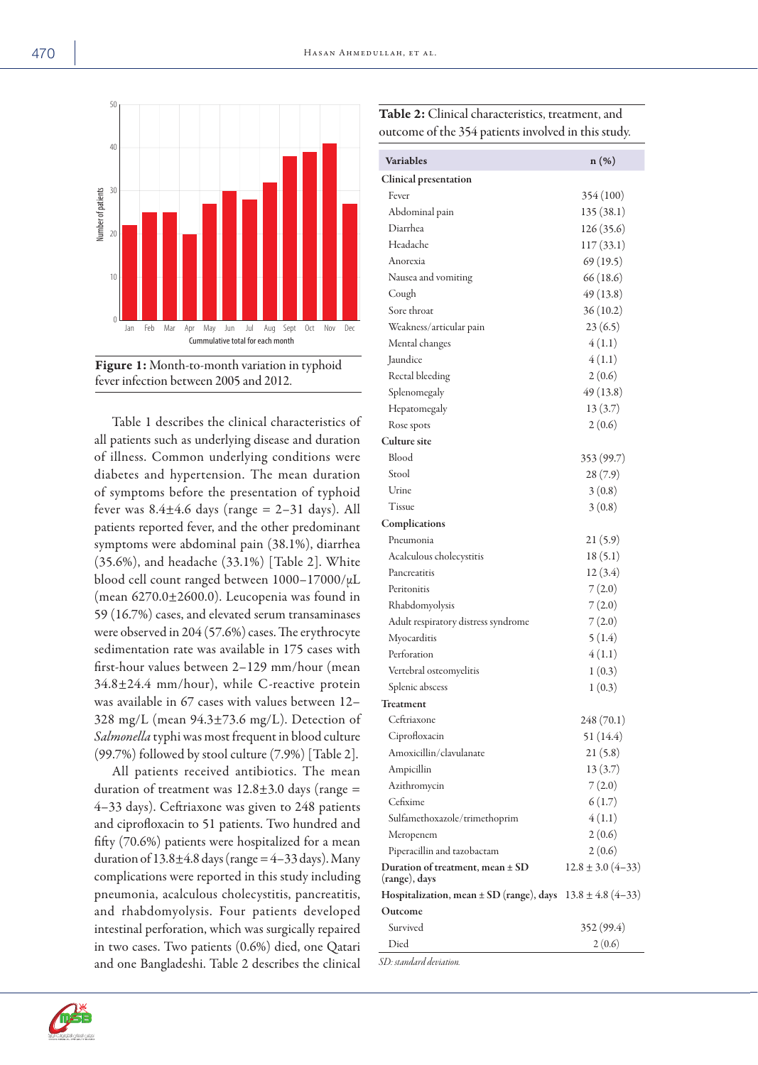Figure 1: Month-to-month variation in typhoid fever infection between 2005 and 2012.

Table 1 describes the clinical characteristics of all patients such as underlying disease and duration of illness. Common underlying conditions were diabetes and hypertension. The mean duration of symptoms before the presentation of typhoid fever was 8.4±4.6 days (range = 2–31 days). All patients reported fever, and the other predominant symptoms were abdominal pain (38.1%), diarrhea (35.6%), and headache (33.1%) [Table 2]. White blood cell count ranged between 1000–17000/µL (mean 6270.0±2600.0). Leucopenia was found in 59 (16.7%) cases, and elevated serum transaminases were observed in 204 (57.6%) cases. The erythrocyte sedimentation rate was available in 175 cases with first-hour values between 2–129 mm/hour (mean 34.8±24.4 mm/hour), while C-reactive protein was available in 67 cases with values between 12–328 mg/L (mean 94.3±73.6 mg/L). Detection of *Salmonella* typhi was most frequent in blood culture (99.7%) followed by stool culture (7.9%) [Table 2].

All patients received antibiotics. The mean duration of treatment was 12.8±3.0 days (range = 4–33 days). Ceftriaxone was given to 248 patients and ciprofloxacin to 51 patients. Two hundred and fifty (70.6%) patients were hospitalized for a mean duration of 13.8±4.8 days (range = 4–33 days). Many complications were reported in this study including pneumonia, acalculous cholecystitis, pancreatitis, and rhabdomyolysis. Four patients developed intestinal perforation, which was surgically repaired in two cases. Two patients (0.6%) died, one Qatari and one Bangladeshi. Table 2 describes the clinical

**Table 2:** Clinical characteristics, treatment, and outcome of the 354 patients involved in this study.

| Variables | n (%) |
|---|---|
| **Clinical presentation** | |
| Fever | 354 (100) |
| Abdominal pain | 135 (38.1) |
| Diarrhea | 126 (35.6) |
| Headache | 117 (33.1) |
| Anorexia | 69 (19.5) |
| Nausea and vomiting | 66 (18.6) |
| Cough | 49 (13.8) |
| Sore throat | 36 (10.2) |
| Weakness/articular pain | 23 (6.5) |
| Mental changes | 4 (1.1) |
| Jaundice | 4 (1.1) |
| Rectal bleeding | 2 (0.6) |
| Splenomegaly | 49 (13.8) |
| Hepatomegaly | 13 (3.7) |
| Rose spots | 2 (0.6) |
| **Culture site** | |
| Blood | 353 (99.7) |
| Stool | 28 (7.9) |
| Urine | 3 (0.8) |
| Tissue | 3 (0.8) |
| **Complications** | |
| Pneumonia | 21 (5.9) |
| Acalculous cholecystitis | 18 (5.1) |
| Pancreatitis | 12 (3.4) |
| Peritonitis | 7 (2.0) |
| Rhabdomyolysis | 7 (2.0) |
| Adult respiratory distress syndrome | 7 (2.0) |
| Myocarditis | 5 (1.4) |
| Perforation | 4 (1.1) |
| Vertebral osteomyelitis | 1 (0.3) |
| Splenic abscess | 1 (0.3) |
| **Treatment** | |
| Ceftriaxone | 248 (70.1) |
| Ciprofloxacin | 51 (14.4) |
| Amoxicillin/clavulanate | 21 (5.8) |
| Ampicillin | 13 (3.7) |
| Azithromycin | 7 (2.0) |
| Cefixime | 6 (1.7) |
| Sulfamethoxazole/trimethoprim | 4 (1.1) |
| Meropenem | 2 (0.6) |
| Piperacillin and tazobactam | 2 (0.6) |
| **Duration of treatment, mean ± SD (range), days** | 12.8 ± 3.0 (4–33) |
| **Hospitalization, mean ± SD (range), days** | 13.8 ± 4.8 (4–33) |
| **Outcome** | |
| Survived | 352 (99.4) |
| Died | 2 (0.6) |

*SD: standard deviation.*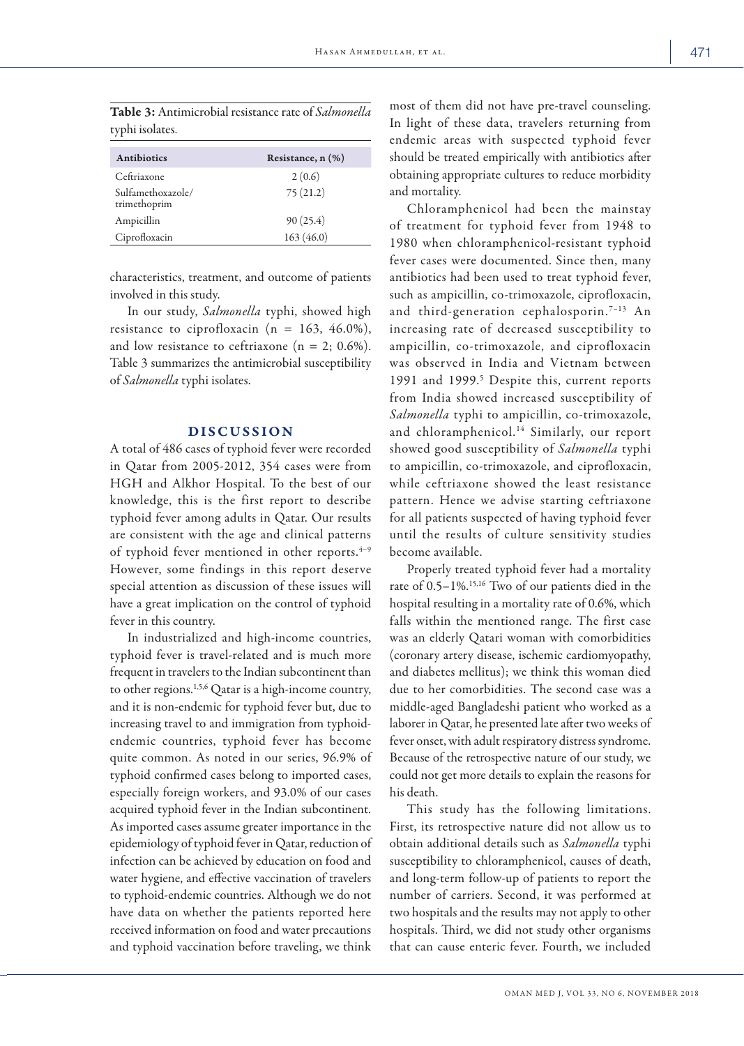**Table 3:** Antimicrobial resistance rate of *Salmonella* typhi isolates.

| Antibiotics | Resistance, n (%) |
|---|---|
| Ceftriaxone | 2 (0.6) |
| Sulfamethoxazole/ trimethoprim | 75 (21.2) |
| Ampicillin | 90 (25.4) |
| Ciprofloxacin | 163 (46.0) |

characteristics, treatment, and outcome of patients involved in this study.

In our study, *Salmonella* typhi, showed high resistance to ciprofloxacin (n = 163, 46.0%), and low resistance to ceftriaxone (n = 2; 0.6%). Table 3 summarizes the antimicrobial susceptibility of *Salmonella* typhi isolates.

## DISCUSSION

A total of 486 cases of typhoid fever were recorded in Qatar from 2005-2012, 354 cases were from HGH and Alkhor Hospital. To the best of our knowledge, this is the first report to describe typhoid fever among adults in Qatar. Our results are consistent with the age and clinical patterns of typhoid fever mentioned in other reports.[4–9] However, some findings in this report deserve special attention as discussion of these issues will have a great implication on the control of typhoid fever in this country.

In industrialized and high-income countries, typhoid fever is travel-related and is much more frequent in travelers to the Indian subcontinent than to other regions.[1,5,6] Qatar is a high-income country, and it is non-endemic for typhoid fever but, due to increasing travel to and immigration from typhoid-endemic countries, typhoid fever has become quite common. As noted in our series, 96.9% of typhoid confirmed cases belong to imported cases, especially foreign workers, and 93.0% of our cases acquired typhoid fever in the Indian subcontinent. As imported cases assume greater importance in the epidemiology of typhoid fever in Qatar, reduction of infection can be achieved by education on food and water hygiene, and effective vaccination of travelers to typhoid-endemic countries. Although we do not have data on whether the patients reported here received information on food and water precautions and typhoid vaccination before traveling, we think most of them did not have pre-travel counseling. In light of these data, travelers returning from endemic areas with suspected typhoid fever should be treated empirically with antibiotics after obtaining appropriate cultures to reduce morbidity and mortality.

Chloramphenicol had been the mainstay of treatment for typhoid fever from 1948 to 1980 when chloramphenicol-resistant typhoid fever cases were documented. Since then, many antibiotics had been used to treat typhoid fever, such as ampicillin, co-trimoxazole, ciprofloxacin, and third-generation cephalosporin.[7–13] An increasing rate of decreased susceptibility to ampicillin, co-trimoxazole, and ciprofloxacin was observed in India and Vietnam between 1991 and 1999.[5] Despite this, current reports from India showed increased susceptibility of *Salmonella* typhi to ampicillin, co-trimoxazole, and chloramphenicol.[14] Similarly, our report showed good susceptibility of *Salmonella* typhi to ampicillin, co-trimoxazole, and ciprofloxacin, while ceftriaxone showed the least resistance pattern. Hence we advise starting ceftriaxone for all patients suspected of having typhoid fever until the results of culture sensitivity studies become available.

Properly treated typhoid fever had a mortality rate of 0.5–1%.[15,16] Two of our patients died in the hospital resulting in a mortality rate of 0.6%, which falls within the mentioned range. The first case was an elderly Qatari woman with comorbidities (coronary artery disease, ischemic cardiomyopathy, and diabetes mellitus); we think this woman died due to her comorbidities. The second case was a middle-aged Bangladeshi patient who worked as a laborer in Qatar, he presented late after two weeks of fever onset, with adult respiratory distress syndrome. Because of the retrospective nature of our study, we could not get more details to explain the reasons for his death.

This study has the following limitations. First, its retrospective nature did not allow us to obtain additional details such as *Salmonella* typhi susceptibility to chloramphenicol, causes of death, and long-term follow-up of patients to report the number of carriers. Second, it was performed at two hospitals and the results may not apply to other hospitals. Third, we did not study other organisms that can cause enteric fever. Fourth, we included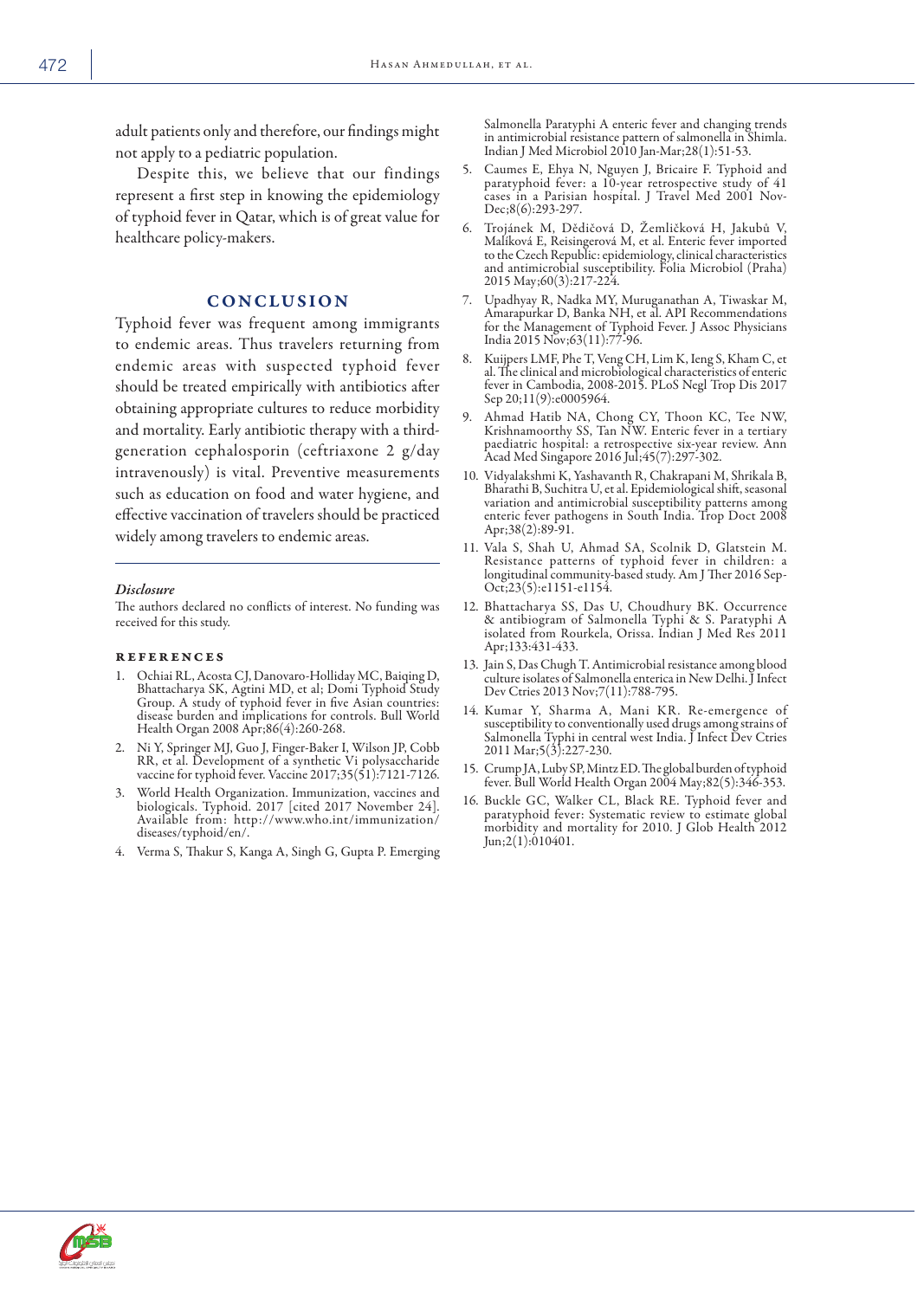adult patients only and therefore, our findings might not apply to a pediatric population.

Despite this, we believe that our findings represent a first step in knowing the epidemiology of typhoid fever in Qatar, which is of great value for healthcare policy-makers.

## CONCLUSION

Typhoid fever was frequent among immigrants to endemic areas. Thus travelers returning from endemic areas with suspected typhoid fever should be treated empirically with antibiotics after obtaining appropriate cultures to reduce morbidity and mortality. Early antibiotic therapy with a third-generation cephalosporin (ceftriaxone 2 g/day intravenously) is vital. Preventive measurements such as education on food and water hygiene, and effective vaccination of travelers should be practiced widely among travelers to endemic areas.

### *Disclosure*

The authors declared no conflicts of interest. No funding was received for this study.

### REFERENCES

1. Ochiai RL, Acosta CJ, Danovaro-Holliday MC, Baiqing D, Bhattacharya SK, Agtini MD, et al; Domi Typhoid Study Group. A study of typhoid fever in five Asian countries: disease burden and implications for controls. Bull World Health Organ 2008 Apr;86(4):260-268.
2. Ni Y, Springer MJ, Guo J, Finger-Baker I, Wilson JP, Cobb RR, et al. Development of a synthetic Vi polysaccharide vaccine for typhoid fever. Vaccine 2017;35(51):7121-7126.
3. World Health Organization. Immunization, vaccines and biologicals. Typhoid. 2017 [cited 2017 November 24]. Available from: http://www.who.int/immunization/diseases/typhoid/en/.
4. Verma S, Thakur S, Kanga A, Singh G, Gupta P. Emerging Salmonella Paratyphi A enteric fever and changing trends in antimicrobial resistance pattern of salmonella in Shimla. Indian J Med Microbiol 2010 Jan-Mar;28(1):51-53.
5. Caumes E, Ehya N, Nguyen J, Bricaire F. Typhoid and paratyphoid fever: a 10-year retrospective study of 41 cases in a Parisian hospital. J Travel Med 2001 Nov-Dec;8(6):293-297.
6. Trojánek M, Dědičová D, Žemličková H, Jakubů V, Malíková E, Reisingerová M, et al. Enteric fever imported to the Czech Republic: epidemiology, clinical characteristics and antimicrobial susceptibility. Folia Microbiol (Praha) 2015 May;60(3):217-224.
7. Upadhyay R, Nadka MY, Muruganathan A, Tiwaskar M, Amarapurkar D, Banka NH, et al. API Recommendations for the Management of Typhoid Fever. J Assoc Physicians India 2015 Nov;63(11):77-96.
8. Kuijpers LMF, Phe T, Veng CH, Lim K, Ieng S, Kham C, et al. The clinical and microbiological characteristics of enteric fever in Cambodia, 2008-2015. PLoS Negl Trop Dis 2017 Sep 20;11(9):e0005964.
9. Ahmad Hatib NA, Chong CY, Thoon KC, Tee NW, Krishnamoorthy SS, Tan NW. Enteric fever in a tertiary paediatric hospital: a retrospective six-year review. Ann Acad Med Singapore 2016 Jul;45(7):297-302.
10. Vidyalakshmi K, Yashavanth R, Chakrapani M, Shrikala B, Bharathi B, Suchitra U, et al. Epidemiological shift, seasonal variation and antimicrobial susceptibility patterns among enteric fever pathogens in South India. Trop Doct 2008 Apr;38(2):89-91.
11. Vala S, Shah U, Ahmad SA, Scolnik D, Glatstein M. Resistance patterns of typhoid fever in children: a longitudinal community-based study. Am J Ther 2016 Sep-Oct;23(5):e1151-e1154.
12. Bhattacharya SS, Das U, Choudhury BK. Occurrence & antibiogram of Salmonella Typhi & S. Paratyphi A isolated from Rourkela, Orissa. Indian J Med Res 2011 Apr;133:431-433.
13. Jain S, Das Chugh T. Antimicrobial resistance among blood culture isolates of Salmonella enterica in New Delhi. J Infect Dev Ctries 2013 Nov;7(11):788-795.
14. Kumar Y, Sharma A, Mani KR. Re-emergence of susceptibility to conventionally used drugs among strains of Salmonella Typhi in central west India. J Infect Dev Ctries 2011 Mar;5(3):227-230.
15. Crump JA, Luby SP, Mintz ED. The global burden of typhoid fever. Bull World Health Organ 2004 May;82(5):346-353.
16. Buckle GC, Walker CL, Black RE. Typhoid fever and paratyphoid fever: Systematic review to estimate global morbidity and mortality for 2010. J Glob Health 2012 Jun;2(1):010401.